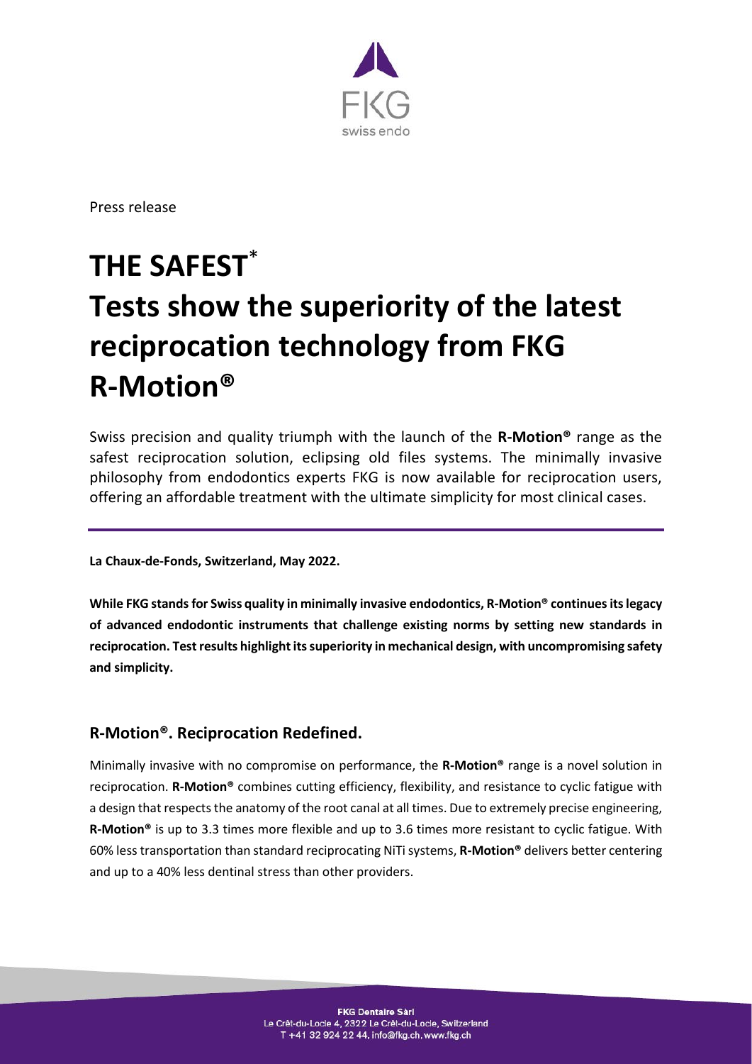Press release

# THE SAFEST*
# Tests show the superiority of the latest reciprocation technology from FKG R-Motion®

Swiss precision and quality triumph with the launch of the **R-Motion®** range as the safest reciprocation solution, eclipsing old files systems. The minimally invasive philosophy from endodontics experts FKG is now available for reciprocation users, offering an affordable treatment with the ultimate simplicity for most clinical cases.

---

**La Chaux-de-Fonds, Switzerland, May 2022.**

**While FKG stands for Swiss quality in minimally invasive endodontics, R-Motion® continues its legacy of advanced endodontic instruments that challenge existing norms by setting new standards in reciprocation. Test results highlight its superiority in mechanical design, with uncompromising safety and simplicity.**

## R-Motion®. Reciprocation Redefined.

Minimally invasive with no compromise on performance, the **R-Motion®** range is a novel solution in reciprocation. **R-Motion®** combines cutting efficiency, flexibility, and resistance to cyclic fatigue with a design that respects the anatomy of the root canal at all times. Due to extremely precise engineering, **R-Motion®** is up to 3.3 times more flexible and up to 3.6 times more resistant to cyclic fatigue. With 60% less transportation than standard reciprocating NiTi systems, **R-Motion®** delivers better centering and up to a 40% less dentinal stress than other providers.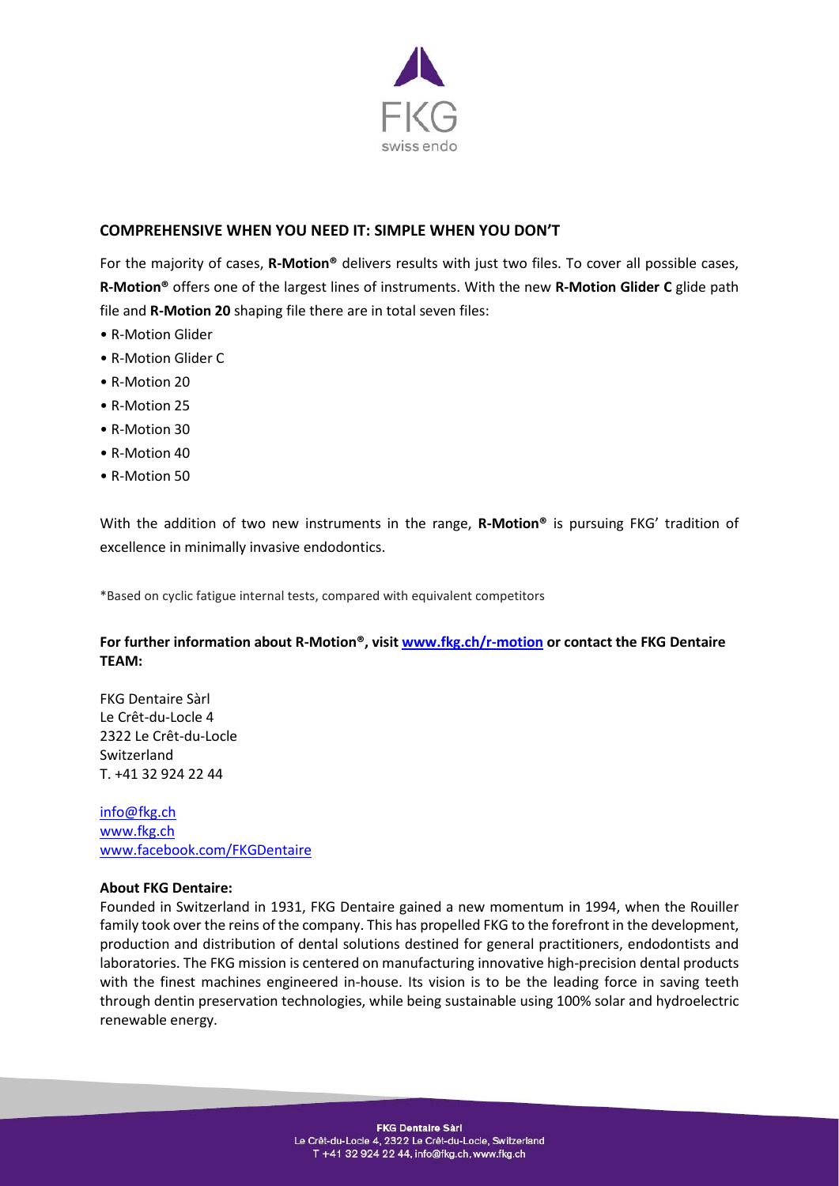## COMPREHENSIVE WHEN YOU NEED IT: SIMPLE WHEN YOU DON'T

For the majority of cases, **R-Motion®** delivers results with just two files. To cover all possible cases, **R-Motion®** offers one of the largest lines of instruments. With the new **R-Motion Glider C** glide path file and **R-Motion 20** shaping file there are in total seven files:

- R-Motion Glider
- R-Motion Glider C
- R-Motion 20
- R-Motion 25
- R-Motion 30
- R-Motion 40
- R-Motion 50

With the addition of two new instruments in the range, **R-Motion®** is pursuing FKG' tradition of excellence in minimally invasive endodontics.

*Based on cyclic fatigue internal tests, compared with equivalent competitors

**For further information about R-Motion®, visit [www.fkg.ch/r-motion](www.fkg.ch/r-motion) or contact the FKG Dentaire TEAM:**

FKG Dentaire Sàrl
Le Crêt-du-Locle 4
2322 Le Crêt-du-Locle
Switzerland
T. +41 32 924 22 44

[info@fkg.ch](mailto:info@fkg.ch)
[www.fkg.ch](www.fkg.ch)
[www.facebook.com/FKGDentaire](www.facebook.com/FKGDentaire)

**About FKG Dentaire:**

Founded in Switzerland in 1931, FKG Dentaire gained a new momentum in 1994, when the Rouiller family took over the reins of the company. This has propelled FKG to the forefront in the development, production and distribution of dental solutions destined for general practitioners, endodontists and laboratories. The FKG mission is centered on manufacturing innovative high-precision dental products with the finest machines engineered in-house. Its vision is to be the leading force in saving teeth through dentin preservation technologies, while being sustainable using 100% solar and hydroelectric renewable energy.